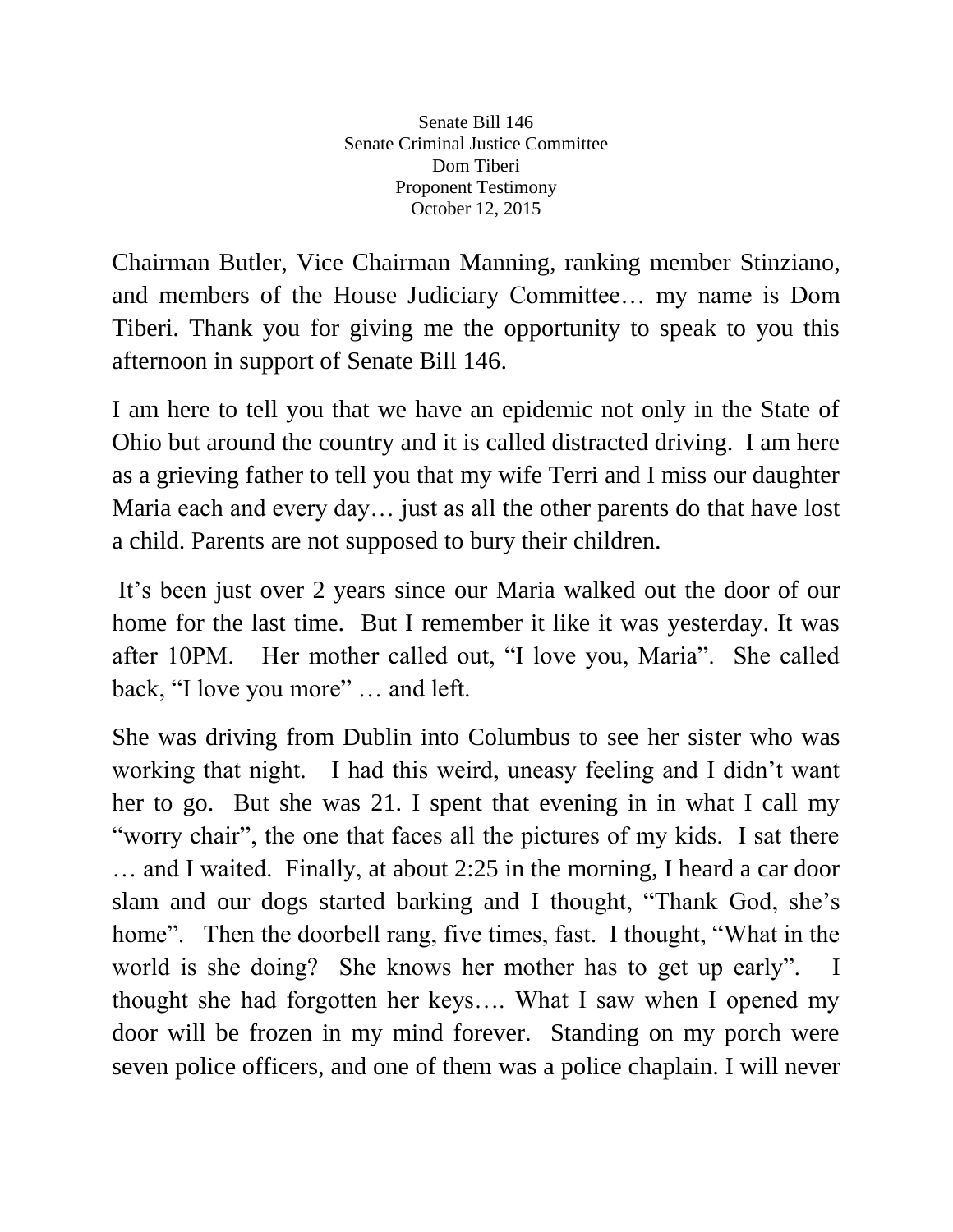Senate Bill 146
Senate Criminal Justice Committee
Dom Tiberi
Proponent Testimony
October 12, 2015

Chairman Butler, Vice Chairman Manning, ranking member Stinziano, and members of the House Judiciary Committee… my name is Dom Tiberi. Thank you for giving me the opportunity to speak to you this afternoon in support of Senate Bill 146.

I am here to tell you that we have an epidemic not only in the State of Ohio but around the country and it is called distracted driving. I am here as a grieving father to tell you that my wife Terri and I miss our daughter Maria each and every day… just as all the other parents do that have lost a child. Parents are not supposed to bury their children.

It's been just over 2 years since our Maria walked out the door of our home for the last time. But I remember it like it was yesterday. It was after 10PM. Her mother called out, "I love you, Maria". She called back, "I love you more" … and left.

She was driving from Dublin into Columbus to see her sister who was working that night. I had this weird, uneasy feeling and I didn't want her to go. But she was 21. I spent that evening in in what I call my "worry chair", the one that faces all the pictures of my kids. I sat there … and I waited. Finally, at about 2:25 in the morning, I heard a car door slam and our dogs started barking and I thought, "Thank God, she's home". Then the doorbell rang, five times, fast. I thought, "What in the world is she doing? She knows her mother has to get up early". I thought she had forgotten her keys…. What I saw when I opened my door will be frozen in my mind forever. Standing on my porch were seven police officers, and one of them was a police chaplain. I will never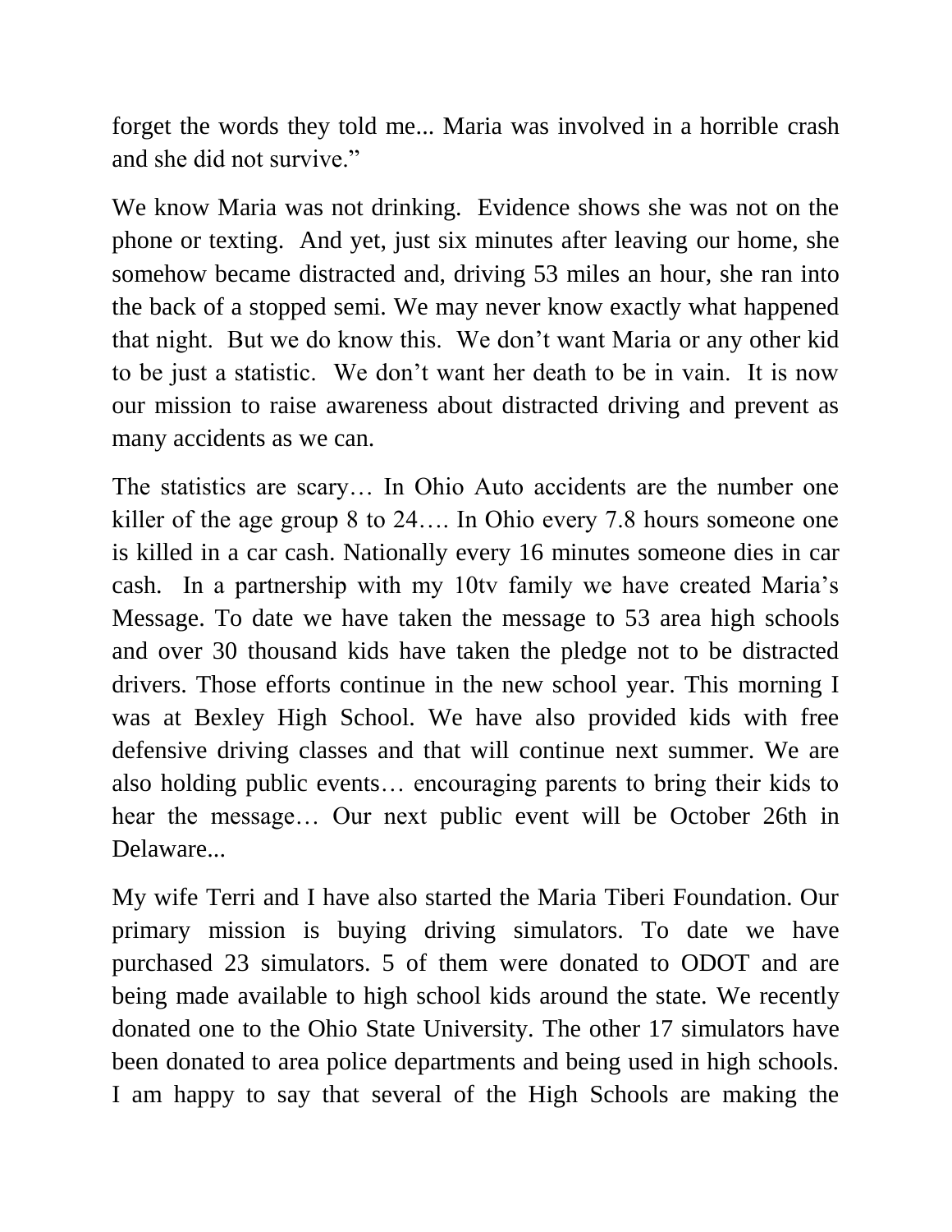forget the words they told me... Maria was involved in a horrible crash and she did not survive."

We know Maria was not drinking. Evidence shows she was not on the phone or texting. And yet, just six minutes after leaving our home, she somehow became distracted and, driving 53 miles an hour, she ran into the back of a stopped semi. We may never know exactly what happened that night. But we do know this. We don't want Maria or any other kid to be just a statistic. We don't want her death to be in vain. It is now our mission to raise awareness about distracted driving and prevent as many accidents as we can.

The statistics are scary… In Ohio Auto accidents are the number one killer of the age group 8 to 24…. In Ohio every 7.8 hours someone one is killed in a car cash. Nationally every 16 minutes someone dies in car cash. In a partnership with my 10tv family we have created Maria's Message. To date we have taken the message to 53 area high schools and over 30 thousand kids have taken the pledge not to be distracted drivers. Those efforts continue in the new school year. This morning I was at Bexley High School. We have also provided kids with free defensive driving classes and that will continue next summer. We are also holding public events… encouraging parents to bring their kids to hear the message… Our next public event will be October 26th in Delaware...

My wife Terri and I have also started the Maria Tiberi Foundation. Our primary mission is buying driving simulators. To date we have purchased 23 simulators. 5 of them were donated to ODOT and are being made available to high school kids around the state. We recently donated one to the Ohio State University. The other 17 simulators have been donated to area police departments and being used in high schools. I am happy to say that several of the High Schools are making the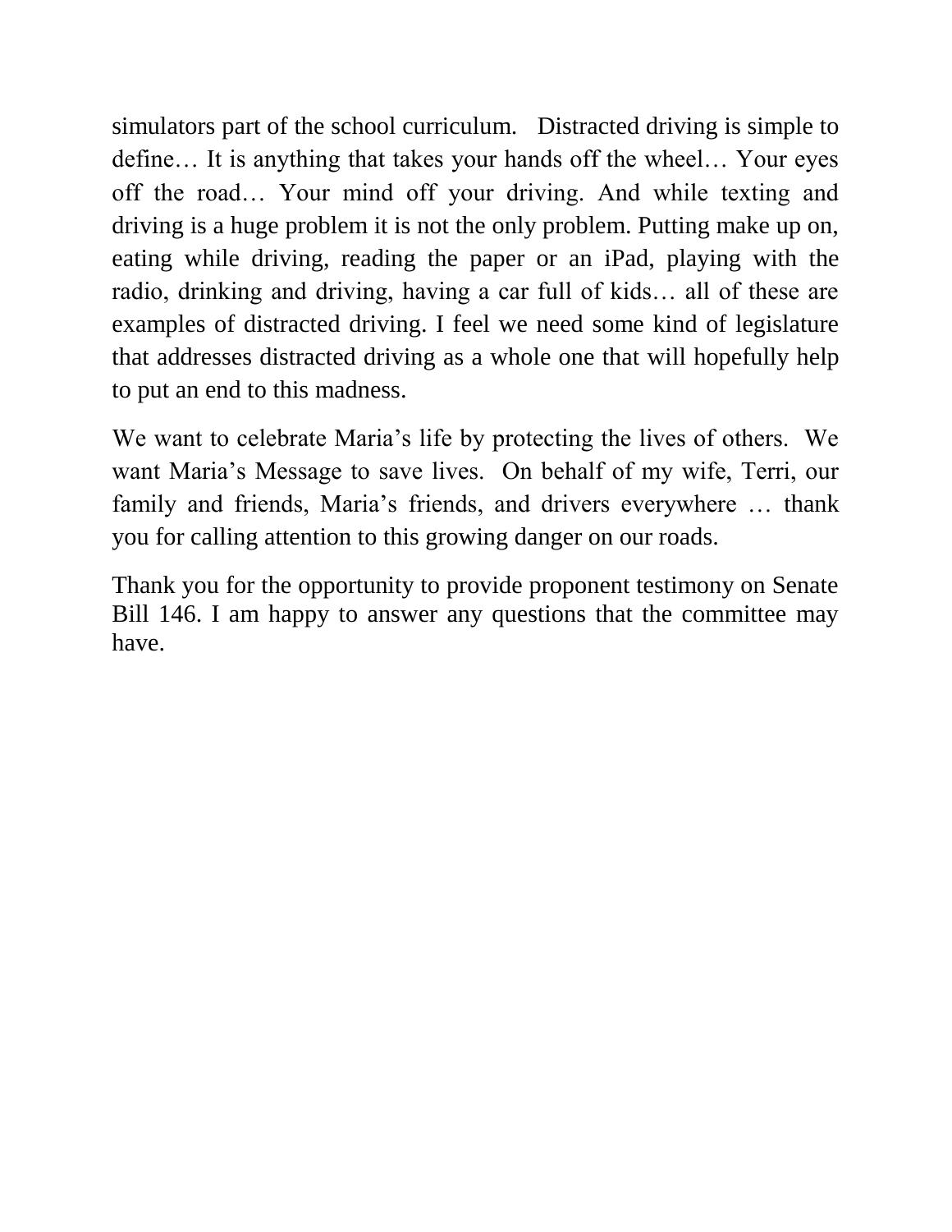simulators part of the school curriculum. Distracted driving is simple to define… It is anything that takes your hands off the wheel… Your eyes off the road… Your mind off your driving. And while texting and driving is a huge problem it is not the only problem. Putting make up on, eating while driving, reading the paper or an iPad, playing with the radio, drinking and driving, having a car full of kids… all of these are examples of distracted driving. I feel we need some kind of legislature that addresses distracted driving as a whole one that will hopefully help to put an end to this madness.

We want to celebrate Maria's life by protecting the lives of others. We want Maria's Message to save lives. On behalf of my wife, Terri, our family and friends, Maria's friends, and drivers everywhere … thank you for calling attention to this growing danger on our roads.

Thank you for the opportunity to provide proponent testimony on Senate Bill 146. I am happy to answer any questions that the committee may have.